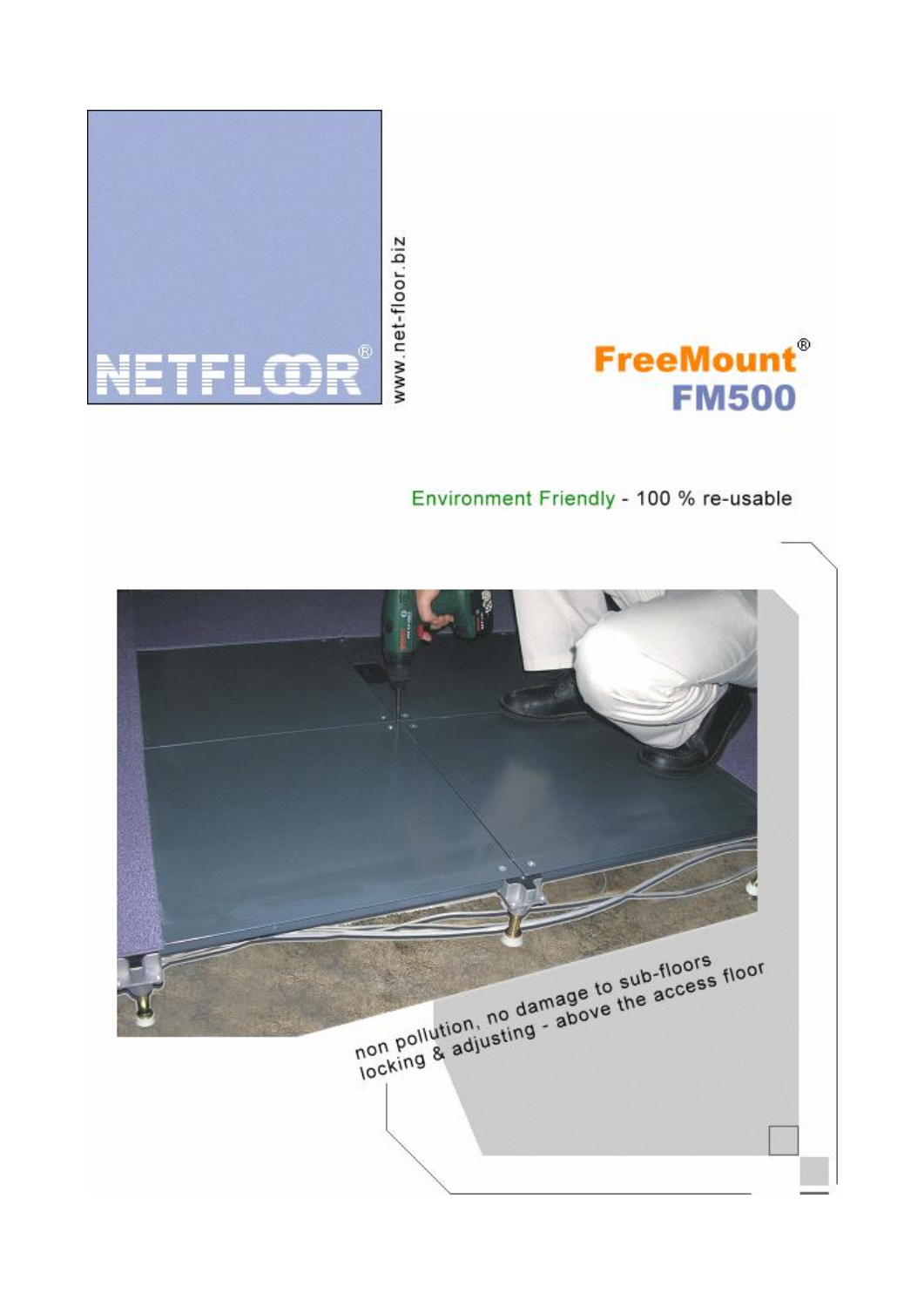NETFLOOR®

www.net-floor.biz

# FreeMount® FM500

Environment Friendly - 100 % re-usable

non pollution, no damage to sub-floors
locking & adjusting - above the access floor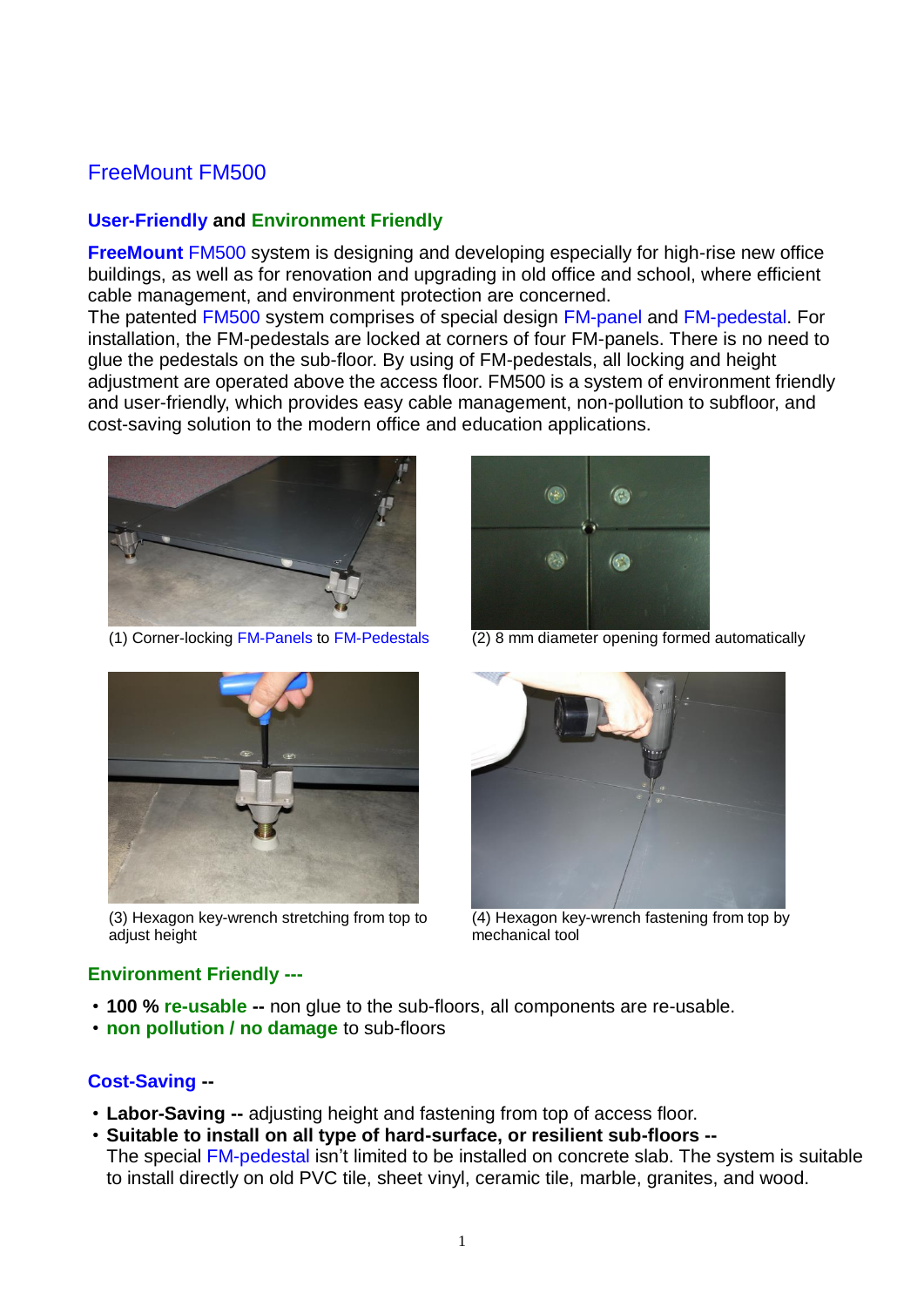# FreeMount FM500

## User-Friendly and Environment Friendly

**FreeMount** FM500 system is designing and developing especially for high-rise new office buildings, as well as for renovation and upgrading in old office and school, where efficient cable management, and environment protection are concerned.
The patented FM500 system comprises of special design FM-panel and FM-pedestal. For installation, the FM-pedestals are locked at corners of four FM-panels. There is no need to glue the pedestals on the sub-floor. By using of FM-pedestals, all locking and height adjustment are operated above the access floor. FM500 is a system of environment friendly and user-friendly, which provides easy cable management, non-pollution to subfloor, and cost-saving solution to the modern office and education applications.

(1) Corner-locking FM-Panels to FM-Pedestals

(2) 8 mm diameter opening formed automatically

(3) Hexagon key-wrench stretching from top to adjust height

(4) Hexagon key-wrench fastening from top by mechanical tool

## Environment Friendly ---

- **100 % re-usable --** non glue to the sub-floors, all components are re-usable.
- **non pollution / no damage** to sub-floors

## Cost-Saving --

- **Labor-Saving --** adjusting height and fastening from top of access floor.
- **Suitable to install on all type of hard-surface, or resilient sub-floors --**
  The special FM-pedestal isn't limited to be installed on concrete slab. The system is suitable to install directly on old PVC tile, sheet vinyl, ceramic tile, marble, granites, and wood.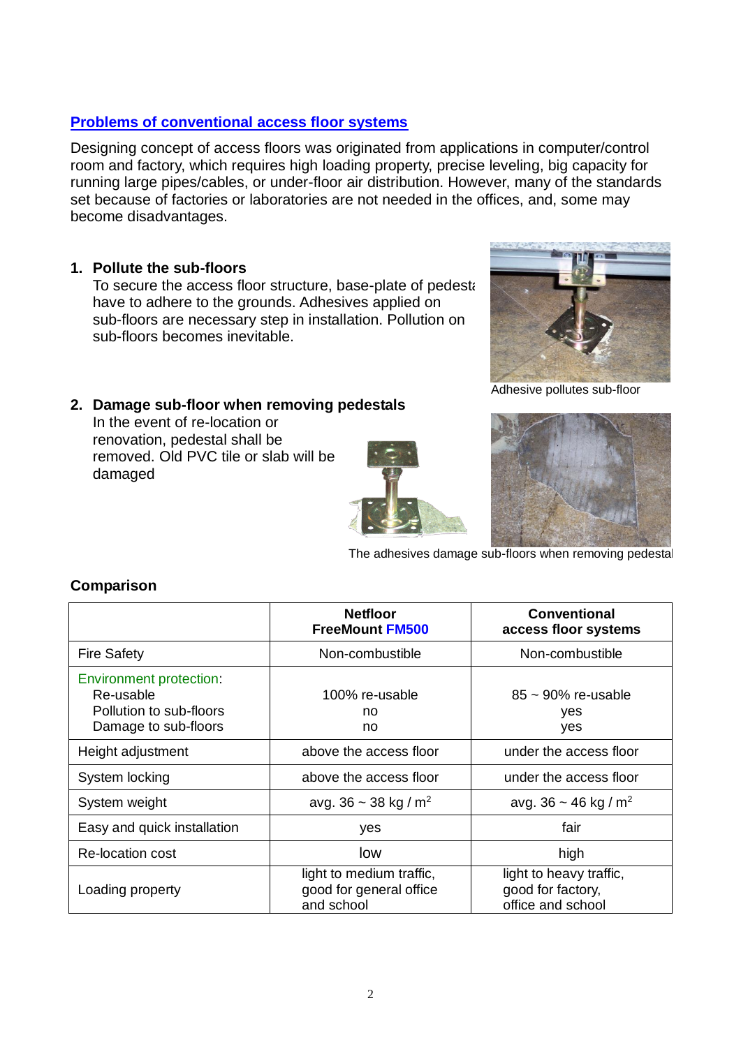## Problems of conventional access floor systems

Designing concept of access floors was originated from applications in computer/control room and factory, which requires high loading property, precise leveling, big capacity for running large pipes/cables, or under-floor air distribution. However, many of the standards set because of factories or laboratories are not needed in the offices, and, some may become disadvantages.

1. **Pollute the sub-floors**
   To secure the access floor structure, base-plate of pedestals have to adhere to the grounds. Adhesives applied on sub-floors are necessary step in installation. Pollution on sub-floors becomes inevitable.

Adhesive pollutes sub-floor

2. **Damage sub-floor when removing pedestals**
   In the event of re-location or renovation, pedestal shall be removed. Old PVC tile or slab will be damaged

The adhesives damage sub-floors when removing pedestal

### Comparison

| | Netfloor FreeMount FM500 | Conventional access floor systems |
|---|---|---|
| Fire Safety | Non-combustible | Non-combustible |
| Environment protection:<br>Re-usable<br>Pollution to sub-floors<br>Damage to sub-floors | <br>100% re-usable<br>no<br>no | <br>85 ~ 90% re-usable<br>yes<br>yes |
| Height adjustment | above the access floor | under the access floor |
| System locking | above the access floor | under the access floor |
| System weight | avg. 36 ~ 38 kg / $m^2$ | avg. 36 ~ 46 kg / $m^2$ |
| Easy and quick installation | yes | fair |
| Re-location cost | low | high |
| Loading property | light to medium traffic, good for general office and school | light to heavy traffic, good for factory, office and school |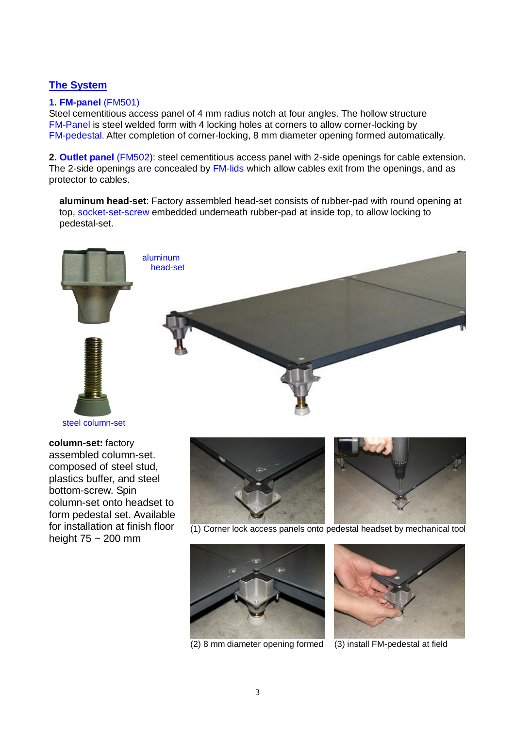## The System

**1. FM-panel** (FM501)
Steel cementitious access panel of 4 mm radius notch at four angles. The hollow structure FM-Panel is steel welded form with 4 locking holes at corners to allow corner-locking by FM-pedestal. After completion of corner-locking, 8 mm diameter opening formed automatically.

**2. Outlet panel** (FM502): steel cementitious access panel with 2-side openings for cable extension. The 2-side openings are concealed by FM-lids which allow cables exit from the openings, and as protector to cables.

**aluminum head-set**: Factory assembled head-set consists of rubber-pad with round opening at top, socket-set-screw embedded underneath rubber-pad at inside top, to allow locking to pedestal-set.

aluminum head-set

steel column-set

**column-set:** factory assembled column-set. composed of steel stud, plastics buffer, and steel bottom-screw. Spin column-set onto headset to form pedestal set. Available for installation at finish floor height 75 ~ 200 mm

(1) Corner lock access panels onto pedestal headset by mechanical tool

(2) 8 mm diameter opening formed

(3) install FM-pedestal at field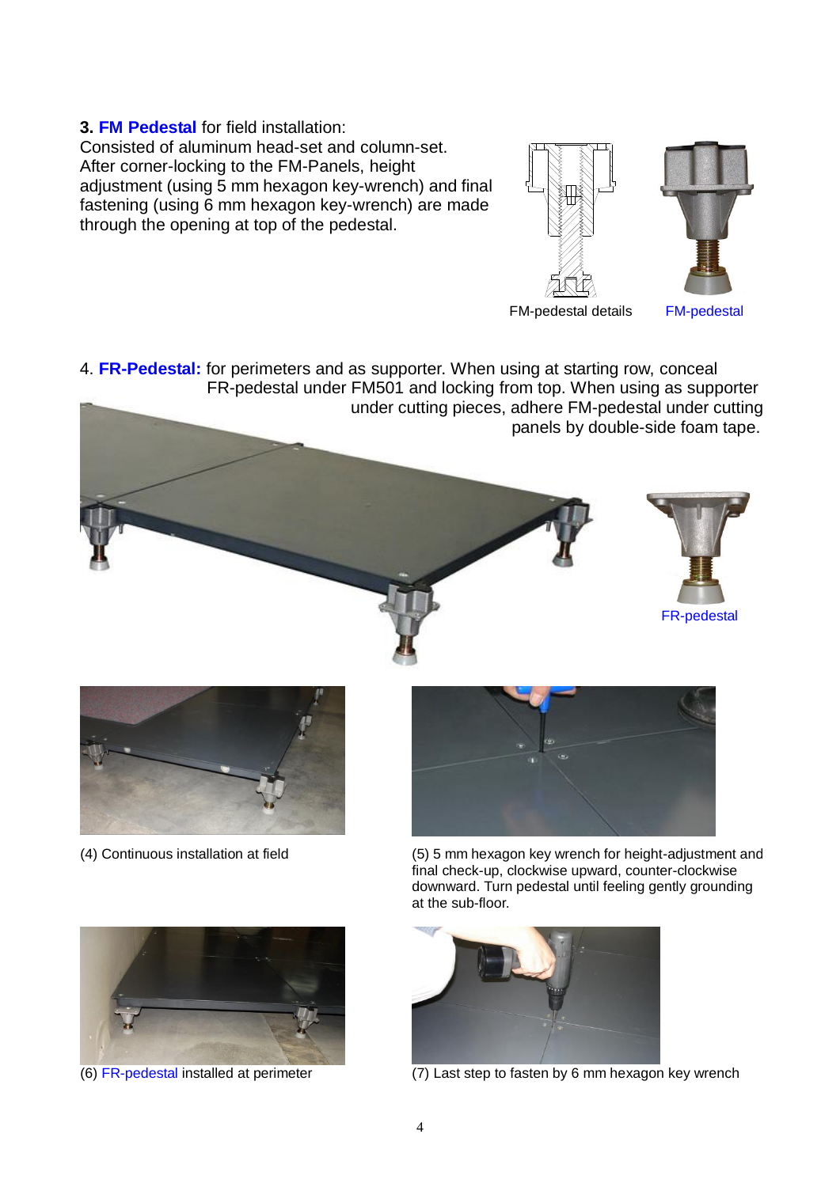**3. FM Pedestal** for field installation:
Consisted of aluminum head-set and column-set.
After corner-locking to the FM-Panels, height adjustment (using 5 mm hexagon key-wrench) and final fastening (using 6 mm hexagon key-wrench) are made through the opening at top of the pedestal.

FM-pedestal details

FM-pedestal

4. **FR-Pedestal:** for perimeters and as supporter. When using at starting row, conceal FR-pedestal under FM501 and locking from top. When using as supporter under cutting pieces, adhere FM-pedestal under cutting panels by double-side foam tape.

FR-pedestal

(4) Continuous installation at field

(5) 5 mm hexagon key wrench for height-adjustment and final check-up, clockwise upward, counter-clockwise downward. Turn pedestal until feeling gently grounding at the sub-floor.

(6) FR-pedestal installed at perimeter

(7) Last step to fasten by 6 mm hexagon key wrench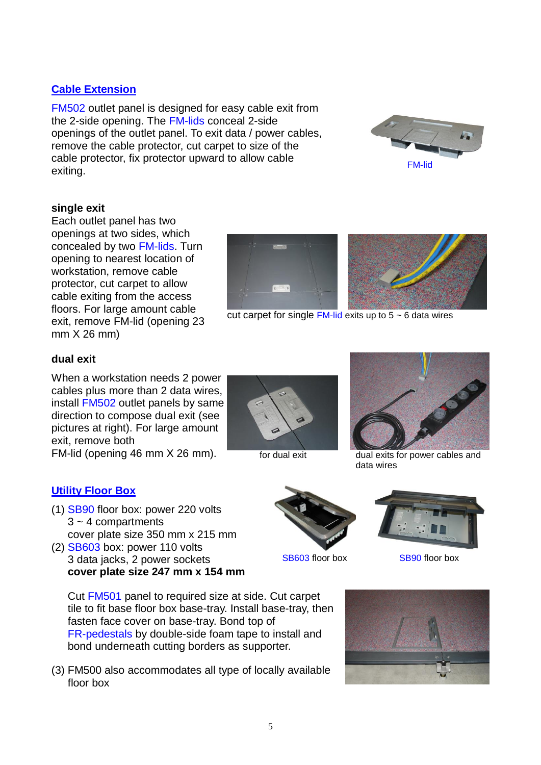## Cable Extension

FM502 outlet panel is designed for easy cable exit from the 2-side opening. The FM-lids conceal 2-side openings of the outlet panel. To exit data / power cables, remove the cable protector, cut carpet to size of the cable protector, fix protector upward to allow cable exiting.

FM-lid

**single exit**

Each outlet panel has two openings at two sides, which concealed by two FM-lids. Turn opening to nearest location of workstation, remove cable protector, cut carpet to allow cable exiting from the access floors. For large amount cable exit, remove FM-lid (opening 23 mm X 26 mm)

cut carpet for single FM-lid exits up to 5 ~ 6 data wires

**dual exit**

When a workstation needs 2 power cables plus more than 2 data wires, install FM502 outlet panels by same direction to compose dual exit (see pictures at right). For large amount exit, remove both FM-lid (opening 46 mm X 26 mm).

for dual exit

dual exits for power cables and data wires

## Utility Floor Box

(1) SB90 floor box: power 220 volts
 3 ~ 4 compartments
 cover plate size 350 mm x 215 mm

(2) SB603 box: power 110 volts
 3 data jacks, 2 power sockets
 **cover plate size 247 mm x 154 mm**

SB603 floor box

SB90 floor box

Cut FM501 panel to required size at side. Cut carpet tile to fit base floor box base-tray. Install base-tray, then fasten face cover on base-tray. Bond top of FR-pedestals by double-side foam tape to install and bond underneath cutting borders as supporter.

(3) FM500 also accommodates all type of locally available floor box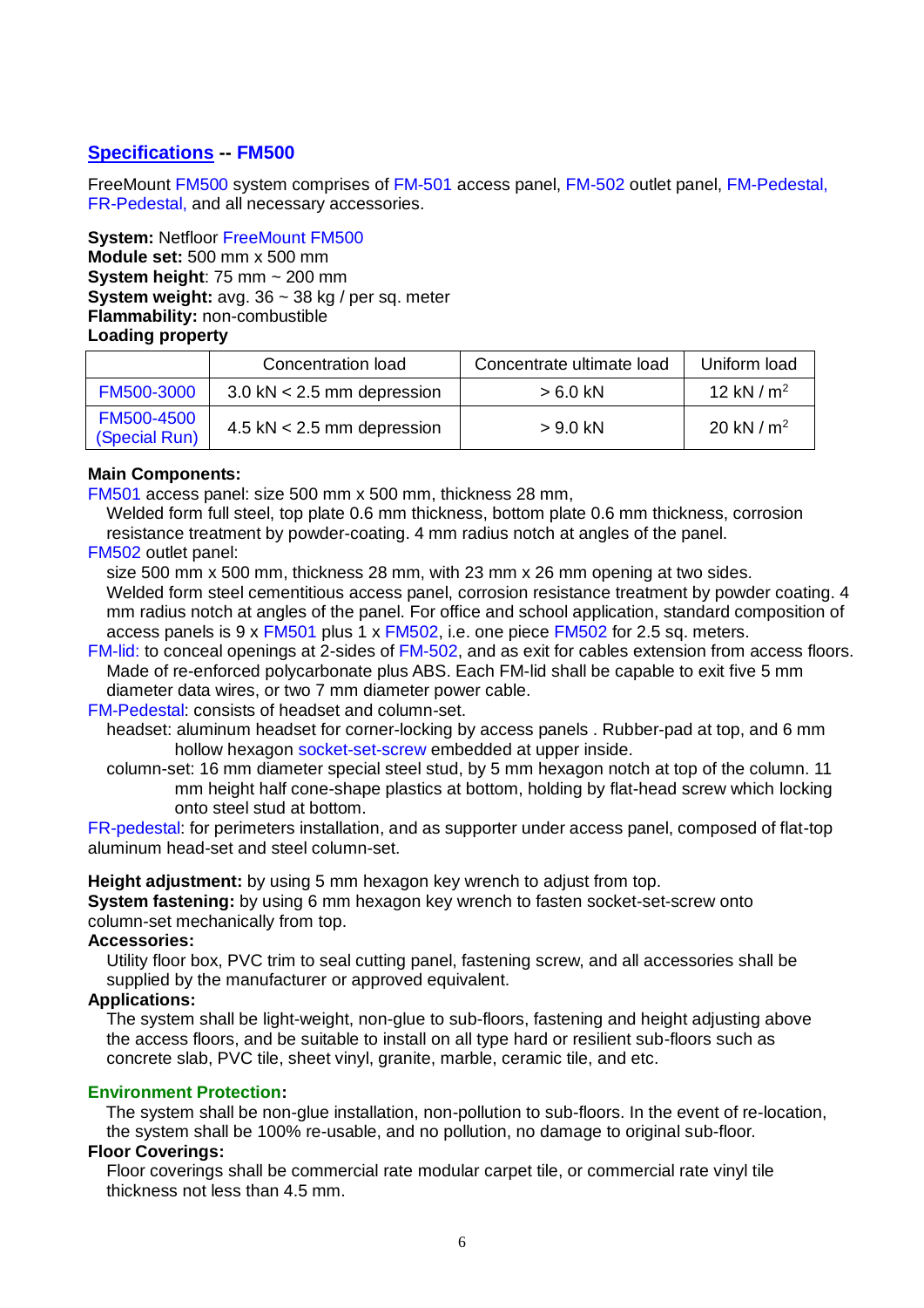## Specifications -- FM500

FreeMount FM500 system comprises of FM-501 access panel, FM-502 outlet panel, FM-Pedestal, FR-Pedestal, and all necessary accessories.

**System:** Netfloor FreeMount FM500
**Module set:** 500 mm x 500 mm
**System height**: 75 mm ~ 200 mm
**System weight:** avg. 36 ~ 38 kg / per sq. meter
**Flammability:** non-combustible
**Loading property**

| | Concentration load | Concentrate ultimate load | Uniform load |
|---|---|---|---|
| FM500-3000 | 3.0 kN < 2.5 mm depression | > 6.0 kN | 12 kN / $m^2$ |
| FM500-4500 (Special Run) | 4.5 kN < 2.5 mm depression | > 9.0 kN | 20 kN / $m^2$ |

**Main Components:**

FM501 access panel: size 500 mm x 500 mm, thickness 28 mm,
Welded form full steel, top plate 0.6 mm thickness, bottom plate 0.6 mm thickness, corrosion resistance treatment by powder-coating. 4 mm radius notch at angles of the panel.

FM502 outlet panel:
size 500 mm x 500 mm, thickness 28 mm, with 23 mm x 26 mm opening at two sides.
Welded form steel cementitious access panel, corrosion resistance treatment by powder coating. 4 mm radius notch at angles of the panel. For office and school application, standard composition of access panels is 9 x FM501 plus 1 x FM502, i.e. one piece FM502 for 2.5 sq. meters.

FM-lid: to conceal openings at 2-sides of FM-502, and as exit for cables extension from access floors. Made of re-enforced polycarbonate plus ABS. Each FM-lid shall be capable to exit five 5 mm diameter data wires, or two 7 mm diameter power cable.

FM-Pedestal: consists of headset and column-set.
headset: aluminum headset for corner-locking by access panels . Rubber-pad at top, and 6 mm hollow hexagon socket-set-screw embedded at upper inside.
column-set: 16 mm diameter special steel stud, by 5 mm hexagon notch at top of the column. 11 mm height half cone-shape plastics at bottom, holding by flat-head screw which locking onto steel stud at bottom.

FR-pedestal: for perimeters installation, and as supporter under access panel, composed of flat-top aluminum head-set and steel column-set.

**Height adjustment:** by using 5 mm hexagon key wrench to adjust from top.
**System fastening:** by using 6 mm hexagon key wrench to fasten socket-set-screw onto column-set mechanically from top.

**Accessories:**
Utility floor box, PVC trim to seal cutting panel, fastening screw, and all accessories shall be supplied by the manufacturer or approved equivalent.

**Applications:**
The system shall be light-weight, non-glue to sub-floors, fastening and height adjusting above the access floors, and be suitable to install on all type hard or resilient sub-floors such as concrete slab, PVC tile, sheet vinyl, granite, marble, ceramic tile, and etc.

**Environment Protection:**
The system shall be non-glue installation, non-pollution to sub-floors. In the event of re-location, the system shall be 100% re-usable, and no pollution, no damage to original sub-floor.

**Floor Coverings:**
Floor coverings shall be commercial rate modular carpet tile, or commercial rate vinyl tile thickness not less than 4.5 mm.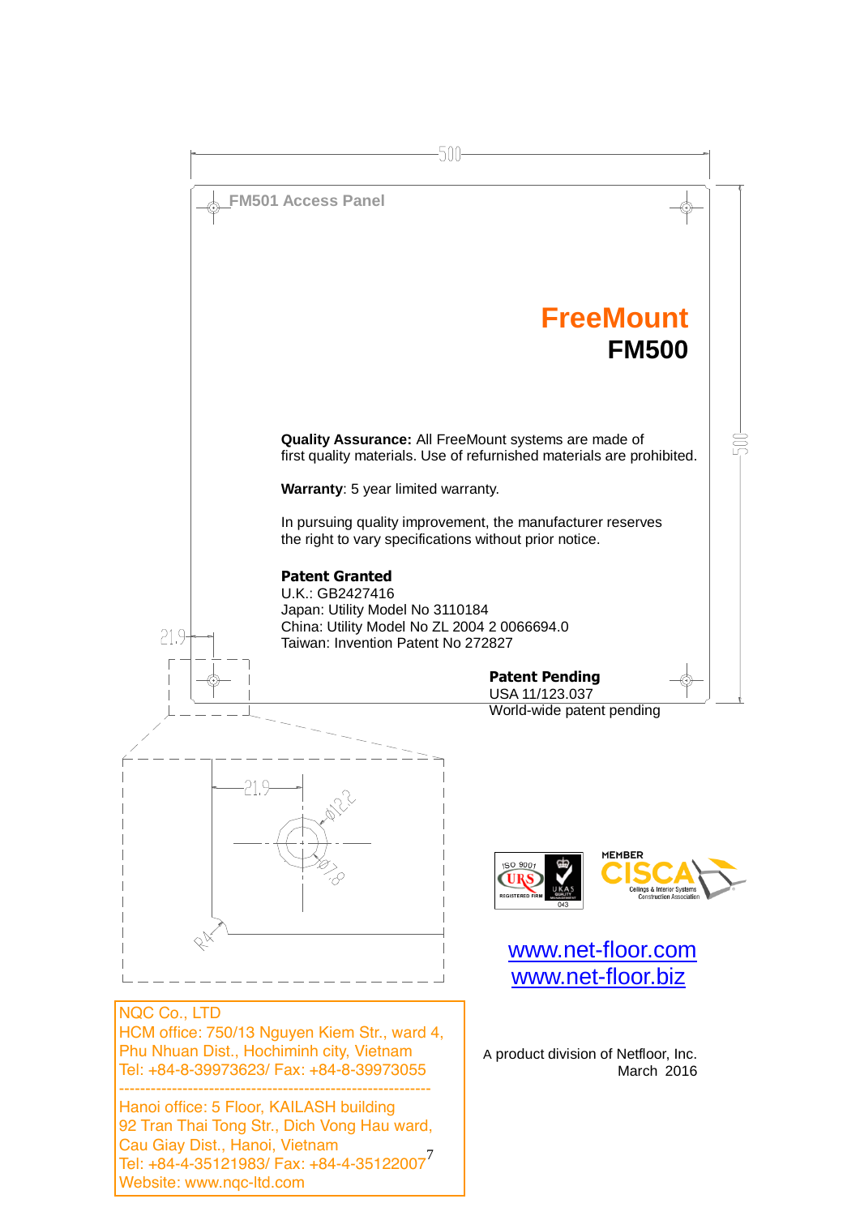FM501 Access Panel

# FreeMount
## FM500

**Quality Assurance:** All FreeMount systems are made of first quality materials. Use of refurnished materials are prohibited.

**Warranty**: 5 year limited warranty.

In pursuing quality improvement, the manufacturer reserves the right to vary specifications without prior notice.

**Patent Granted**
U.K.: GB2427416
Japan: Utility Model No 3110184
China: Utility Model No ZL 2004 2 0066694.0
Taiwan: Invention Patent No 272827

**Patent Pending**
USA 11/123.037
World-wide patent pending

500
500
21.9
21.9
Ø12.2
Ø7.8
R4

ISO 9001
URS
REGISTERED FIRM
UKAS
QUALITY MANAGEMENT
043

MEMBER
CISCA
Ceilings & Interior Systems Construction Association

www.net-floor.com
www.net-floor.biz

NQC Co., LTD
HCM office: 750/13 Nguyen Kiem Str., ward 4, Phu Nhuan Dist., Hochiminh city, Vietnam
Tel: +84-8-39973623/ Fax: +84-8-39973055

Hanoi office: 5 Floor, KAILASH building
92 Tran Thai Tong Str., Dich Vong Hau ward, Cau Giay Dist., Hanoi, Vietnam
Tel: +84-4-35121983/ Fax: +84-4-35122007
Website: www.nqc-ltd.com

A product division of Netfloor, Inc.
March 2016